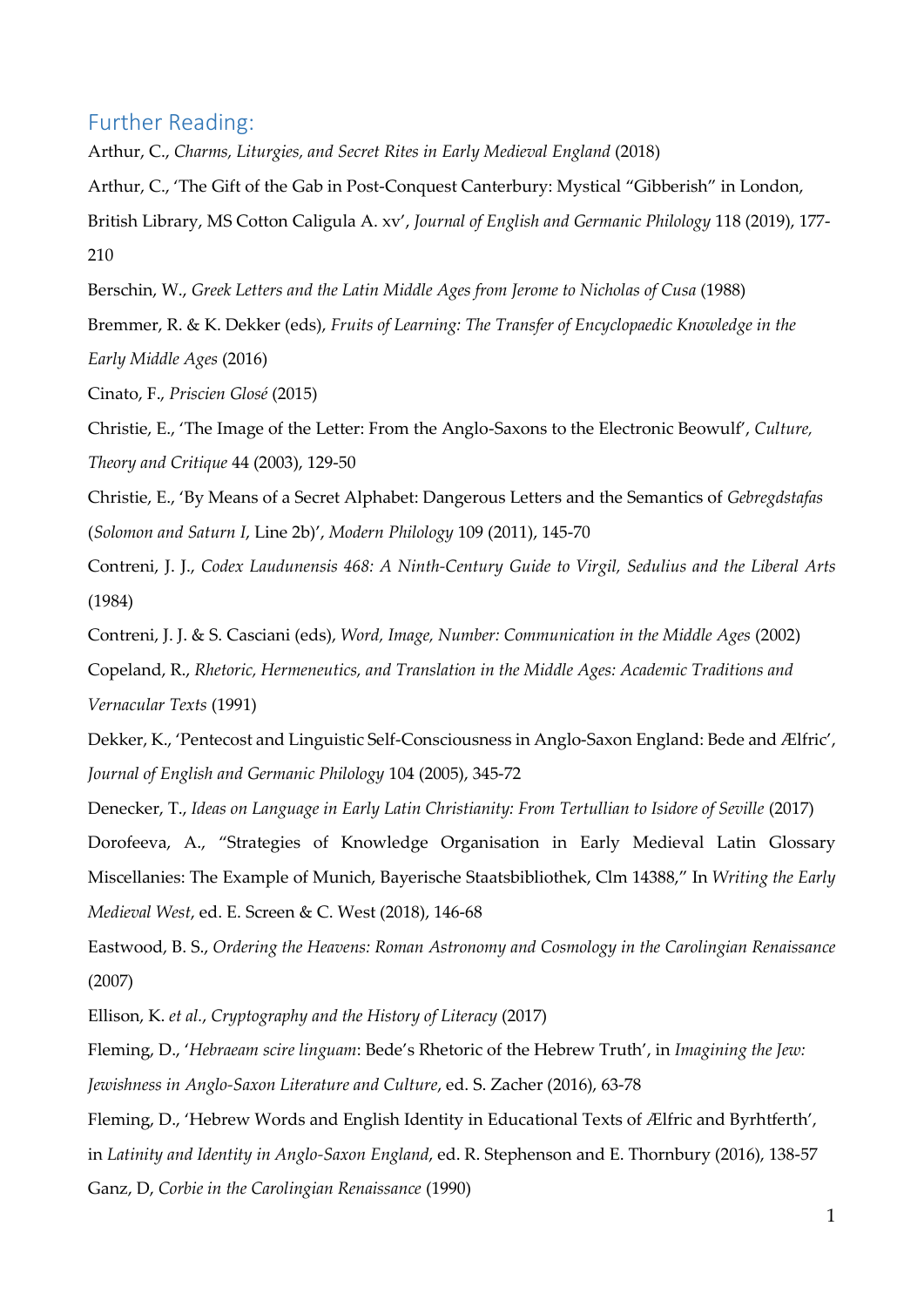## Further Reading:

Arthur, C., *Charms, Liturgies, and Secret Rites in Early Medieval England* (2018)

Arthur, C., 'The Gift of the Gab in Post-Conquest Canterbury: Mystical "Gibberish" in London, British Library, MS Cotton Caligula A. xv', *Journal of English and Germanic Philology* 118 (2019), 177-210

Berschin, W., *Greek Letters and the Latin Middle Ages from Jerome to Nicholas of Cusa* (1988)

Bremmer, R. & K. Dekker (eds), *Fruits of Learning: The Transfer of Encyclopaedic Knowledge in the Early Middle Ages* (2016)

Cinato, F., *Priscien Glosé* (2015)

Christie, E., 'The Image of the Letter: From the Anglo-Saxons to the Electronic Beowulf', *Culture, Theory and Critique* 44 (2003), 129-50

Christie, E., 'By Means of a Secret Alphabet: Dangerous Letters and the Semantics of *Gebregdstafas* (*Solomon and Saturn I*, Line 2b)', *Modern Philology* 109 (2011), 145-70

Contreni, J. J., *Codex Laudunensis 468: A Ninth-Century Guide to Virgil, Sedulius and the Liberal Arts* (1984)

Contreni, J. J. & S. Casciani (eds), *Word, Image, Number: Communication in the Middle Ages* (2002)

Copeland, R., *Rhetoric, Hermeneutics, and Translation in the Middle Ages: Academic Traditions and Vernacular Texts* (1991)

Dekker, K., 'Pentecost and Linguistic Self-Consciousness in Anglo-Saxon England: Bede and Ælfric', *Journal of English and Germanic Philology* 104 (2005), 345-72

Denecker, T., *Ideas on Language in Early Latin Christianity: From Tertullian to Isidore of Seville* (2017)

Dorofeeva, A., "Strategies of Knowledge Organisation in Early Medieval Latin Glossary Miscellanies: The Example of Munich, Bayerische Staatsbibliothek, Clm 14388," In *Writing the Early Medieval West*, ed. E. Screen & C. West (2018), 146-68

Eastwood, B. S., *Ordering the Heavens: Roman Astronomy and Cosmology in the Carolingian Renaissance* (2007)

Ellison, K. *et al*., *Cryptography and the History of Literacy* (2017)

Fleming, D., '*Hebraeam scire linguam*: Bede's Rhetoric of the Hebrew Truth', in *Imagining the Jew: Jewishness in Anglo-Saxon Literature and Culture*, ed. S. Zacher (2016), 63-78

Fleming, D., 'Hebrew Words and English Identity in Educational Texts of Ælfric and Byrhtferth', in *Latinity and Identity in Anglo-Saxon England*, ed. R. Stephenson and E. Thornbury (2016), 138-57

Ganz, D, *Corbie in the Carolingian Renaissance* (1990)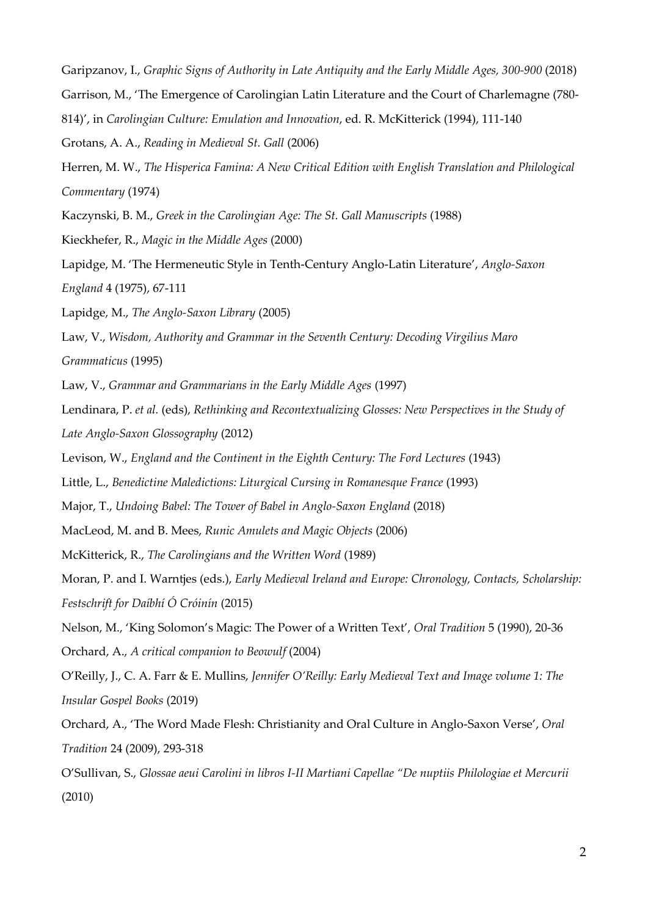Garipzanov, I., *Graphic Signs of Authority in Late Antiquity and the Early Middle Ages, 300-900* (2018)

Garrison, M., 'The Emergence of Carolingian Latin Literature and the Court of Charlemagne (780-814)', in *Carolingian Culture: Emulation and Innovation*, ed. R. McKitterick (1994), 111-140

Grotans, A. A., *Reading in Medieval St. Gall* (2006)

Herren, M. W., *The Hisperica Famina: A New Critical Edition with English Translation and Philological Commentary* (1974)

Kaczynski, B. M., *Greek in the Carolingian Age: The St. Gall Manuscripts* (1988)

Kieckhefer, R., *Magic in the Middle Ages* (2000)

Lapidge, M. 'The Hermeneutic Style in Tenth-Century Anglo-Latin Literature', *Anglo-Saxon England* 4 (1975), 67-111

Lapidge, M., *The Anglo-Saxon Library* (2005)

Law, V., *Wisdom, Authority and Grammar in the Seventh Century: Decoding Virgilius Maro Grammaticus* (1995)

Law, V., *Grammar and Grammarians in the Early Middle Ages* (1997)

Lendinara, P. *et al.* (eds), *Rethinking and Recontextualizing Glosses: New Perspectives in the Study of Late Anglo-Saxon Glossography* (2012)

Levison, W., *England and the Continent in the Eighth Century: The Ford Lectures* (1943)

Little, L., *Benedictine Maledictions: Liturgical Cursing in Romanesque France* (1993)

Major, T., *Undoing Babel: The Tower of Babel in Anglo-Saxon England* (2018)

MacLeod, M. and B. Mees, *Runic Amulets and Magic Objects* (2006)

McKitterick, R., *The Carolingians and the Written Word* (1989)

Moran, P. and I. Warntjes (eds.), *Early Medieval Ireland and Europe: Chronology, Contacts, Scholarship: Festschrift for Daíbhí Ó Cróinín* (2015)

Nelson, M., 'King Solomon's Magic: The Power of a Written Text', *Oral Tradition* 5 (1990), 20-36

Orchard, A., *A critical companion to Beowulf* (2004)

O'Reilly, J., C. A. Farr & E. Mullins, *Jennifer O'Reilly: Early Medieval Text and Image volume 1: The Insular Gospel Books* (2019)

Orchard, A., 'The Word Made Flesh: Christianity and Oral Culture in Anglo-Saxon Verse', *Oral Tradition* 24 (2009), 293-318

O'Sullivan, S., *Glossae aeui Carolini in libros I-II Martiani Capellae "De nuptiis Philologiae et Mercurii* (2010)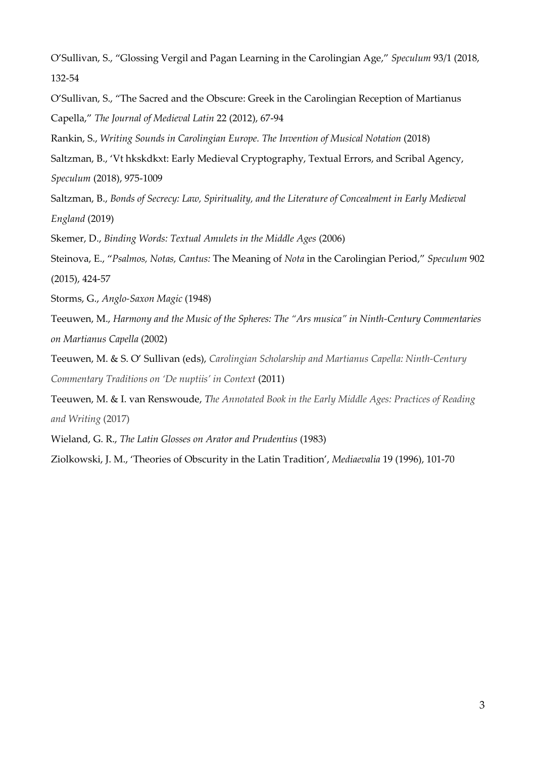O'Sullivan, S., "Glossing Vergil and Pagan Learning in the Carolingian Age," *Speculum* 93/1 (2018, 132-54

O'Sullivan, S., "The Sacred and the Obscure: Greek in the Carolingian Reception of Martianus Capella," *The Journal of Medieval Latin* 22 (2012), 67-94

Rankin, S., *Writing Sounds in Carolingian Europe. The Invention of Musical Notation* (2018)

Saltzman, B., 'Vt hkskdkxt: Early Medieval Cryptography, Textual Errors, and Scribal Agency, *Speculum* (2018), 975-1009

Saltzman, B., *Bonds of Secrecy: Law, Spirituality, and the Literature of Concealment in Early Medieval England* (2019)

Skemer, D., *Binding Words: Textual Amulets in the Middle Ages* (2006)

Steinova, E., "*Psalmos, Notas, Cantus:* The Meaning of *Nota* in the Carolingian Period," *Speculum* 902 (2015), 424-57

Storms, G., *Anglo-Saxon Magic* (1948)

Teeuwen, M., *Harmony and the Music of the Spheres: The "Ars musica" in Ninth-Century Commentaries on Martianus Capella* (2002)

Teeuwen, M. & S. O' Sullivan (eds), *Carolingian Scholarship and Martianus Capella: Ninth-Century Commentary Traditions on 'De nuptiis' in Context* (2011)

Teeuwen, M. & I. van Renswoude, *The Annotated Book in the Early Middle Ages: Practices of Reading and Writing* (2017)

Wieland, G. R., *The Latin Glosses on Arator and Prudentius* (1983)

Ziolkowski, J. M., 'Theories of Obscurity in the Latin Tradition', *Mediaevalia* 19 (1996), 101-70